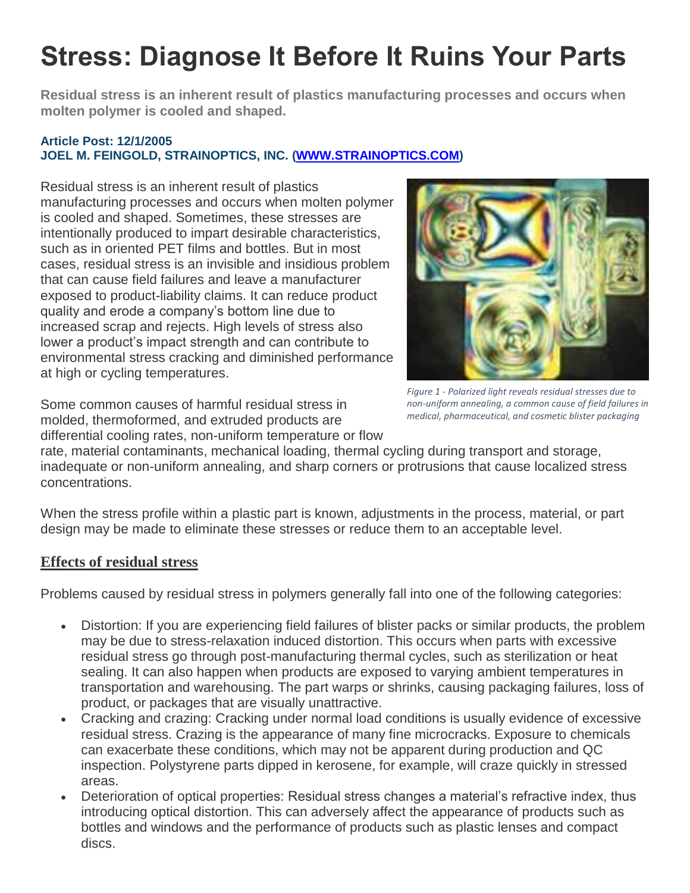# Stress: Diagnose It Before It Ruins Your Parts

**Residual stress is an inherent result of plastics manufacturing processes and occurs when molten polymer is cooled and shaped.**

**Article Post: 12/1/2005**
**JOEL M. FEINGOLD, STRAINOPTICS, INC. ([WWW.STRAINOPTICS.COM](http://WWW.STRAINOPTICS.COM))**

Residual stress is an inherent result of plastics manufacturing processes and occurs when molten polymer is cooled and shaped. Sometimes, these stresses are intentionally produced to impart desirable characteristics, such as in oriented PET films and bottles. But in most cases, residual stress is an invisible and insidious problem that can cause field failures and leave a manufacturer exposed to product-liability claims. It can reduce product quality and erode a company's bottom line due to increased scrap and rejects. High levels of stress also lower a product's impact strength and can contribute to environmental stress cracking and diminished performance at high or cycling temperatures.

*Figure 1 - Polarized light reveals residual stresses due to non-uniform annealing, a common cause of field failures in medical, pharmaceutical, and cosmetic blister packaging*

Some common causes of harmful residual stress in molded, thermoformed, and extruded products are differential cooling rates, non-uniform temperature or flow rate, material contaminants, mechanical loading, thermal cycling during transport and storage, inadequate or non-uniform annealing, and sharp corners or protrusions that cause localized stress concentrations.

When the stress profile within a plastic part is known, adjustments in the process, material, or part design may be made to eliminate these stresses or reduce them to an acceptable level.

## Effects of residual stress

Problems caused by residual stress in polymers generally fall into one of the following categories:

- Distortion: If you are experiencing field failures of blister packs or similar products, the problem may be due to stress-relaxation induced distortion. This occurs when parts with excessive residual stress go through post-manufacturing thermal cycles, such as sterilization or heat sealing. It can also happen when products are exposed to varying ambient temperatures in transportation and warehousing. The part warps or shrinks, causing packaging failures, loss of product, or packages that are visually unattractive.
- Cracking and crazing: Cracking under normal load conditions is usually evidence of excessive residual stress. Crazing is the appearance of many fine microcracks. Exposure to chemicals can exacerbate these conditions, which may not be apparent during production and QC inspection. Polystyrene parts dipped in kerosene, for example, will craze quickly in stressed areas.
- Deterioration of optical properties: Residual stress changes a material's refractive index, thus introducing optical distortion. This can adversely affect the appearance of products such as bottles and windows and the performance of products such as plastic lenses and compact discs.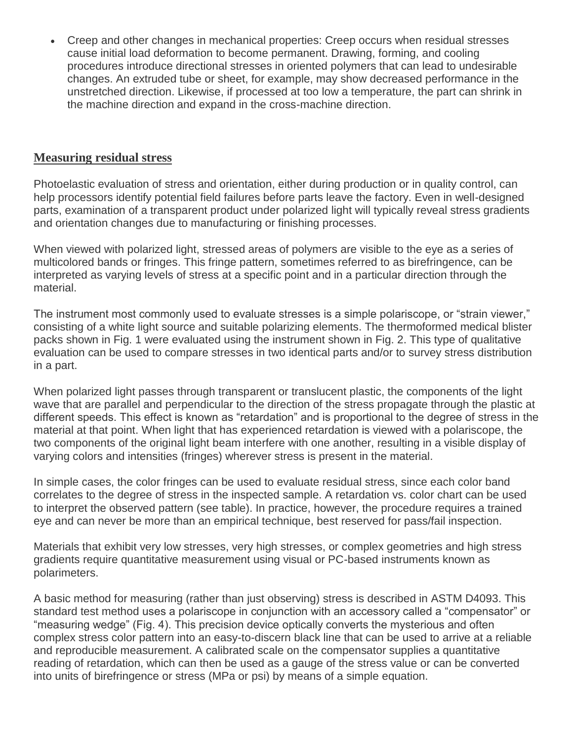- Creep and other changes in mechanical properties: Creep occurs when residual stresses cause initial load deformation to become permanent. Drawing, forming, and cooling procedures introduce directional stresses in oriented polymers that can lead to undesirable changes. An extruded tube or sheet, for example, may show decreased performance in the unstretched direction. Likewise, if processed at too low a temperature, the part can shrink in the machine direction and expand in the cross-machine direction.

## Measuring residual stress

Photoelastic evaluation of stress and orientation, either during production or in quality control, can help processors identify potential field failures before parts leave the factory. Even in well-designed parts, examination of a transparent product under polarized light will typically reveal stress gradients and orientation changes due to manufacturing or finishing processes.

When viewed with polarized light, stressed areas of polymers are visible to the eye as a series of multicolored bands or fringes. This fringe pattern, sometimes referred to as birefringence, can be interpreted as varying levels of stress at a specific point and in a particular direction through the material.

The instrument most commonly used to evaluate stresses is a simple polariscope, or "strain viewer," consisting of a white light source and suitable polarizing elements. The thermoformed medical blister packs shown in Fig. 1 were evaluated using the instrument shown in Fig. 2. This type of qualitative evaluation can be used to compare stresses in two identical parts and/or to survey stress distribution in a part.

When polarized light passes through transparent or translucent plastic, the components of the light wave that are parallel and perpendicular to the direction of the stress propagate through the plastic at different speeds. This effect is known as "retardation" and is proportional to the degree of stress in the material at that point. When light that has experienced retardation is viewed with a polariscope, the two components of the original light beam interfere with one another, resulting in a visible display of varying colors and intensities (fringes) wherever stress is present in the material.

In simple cases, the color fringes can be used to evaluate residual stress, since each color band correlates to the degree of stress in the inspected sample. A retardation vs. color chart can be used to interpret the observed pattern (see table). In practice, however, the procedure requires a trained eye and can never be more than an empirical technique, best reserved for pass/fail inspection.

Materials that exhibit very low stresses, very high stresses, or complex geometries and high stress gradients require quantitative measurement using visual or PC-based instruments known as polarimeters.

A basic method for measuring (rather than just observing) stress is described in ASTM D4093. This standard test method uses a polariscope in conjunction with an accessory called a "compensator" or "measuring wedge" (Fig. 4). This precision device optically converts the mysterious and often complex stress color pattern into an easy-to-discern black line that can be used to arrive at a reliable and reproducible measurement. A calibrated scale on the compensator supplies a quantitative reading of retardation, which can then be used as a gauge of the stress value or can be converted into units of birefringence or stress (MPa or psi) by means of a simple equation.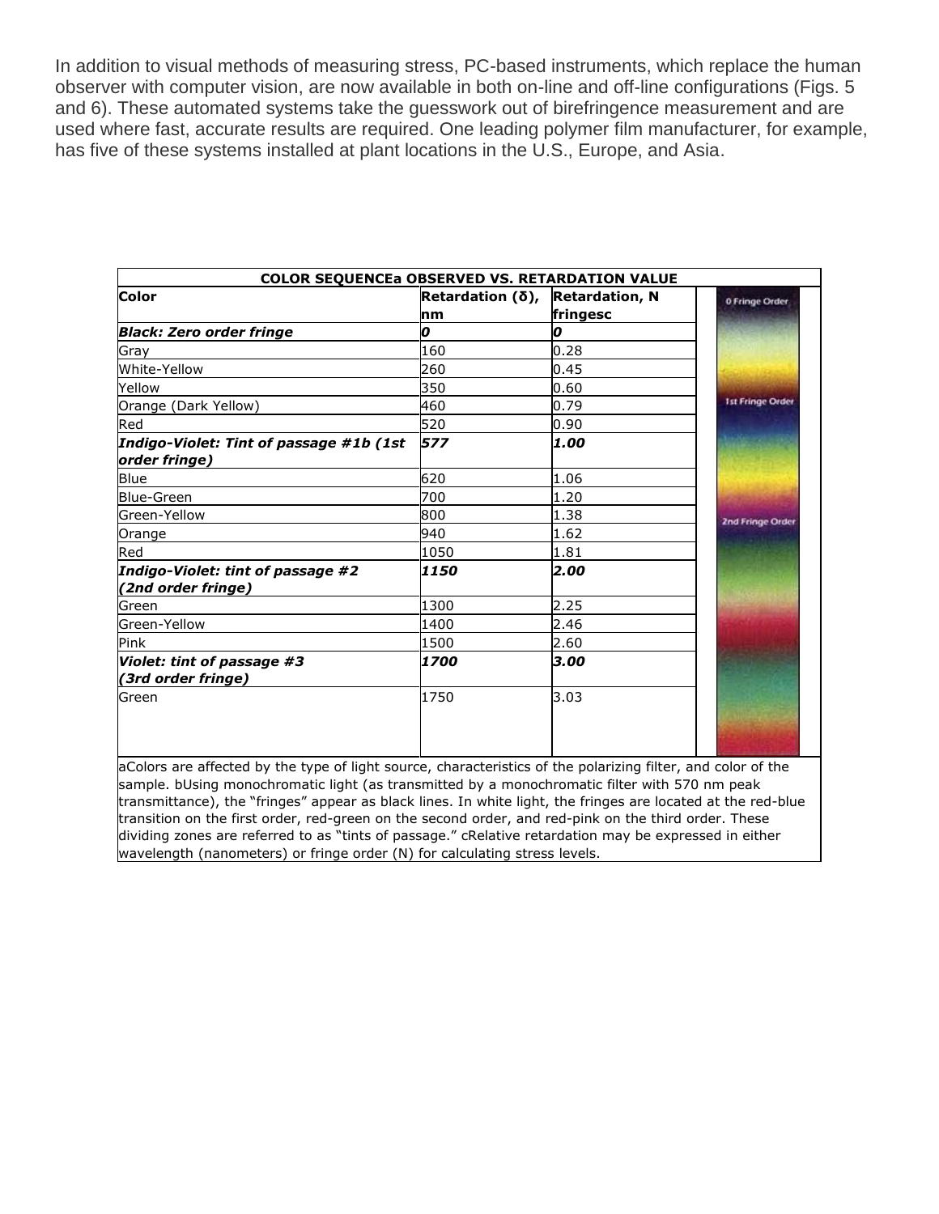In addition to visual methods of measuring stress, PC-based instruments, which replace the human observer with computer vision, are now available in both on-line and off-line configurations (Figs. 5 and 6). These automated systems take the guesswork out of birefringence measurement and are used where fast, accurate results are required. One leading polymer film manufacturer, for example, has five of these systems installed at plant locations in the U.S., Europe, and Asia.

| COLOR SEQUENCE[a] OBSERVED VS. RETARDATION VALUE | | | |
| --- | --- | --- | --- |
| **Color** | **Retardation (δ), nm** | **Retardation, N fringes[c]** | 0 Fringe Order |
| ***Black: Zero order fringe*** | ***0*** | ***0*** | |
| Gray | 160 | 0.28 | |
| White-Yellow | 260 | 0.45 | |
| Yellow | 350 | 0.60 | |
| Orange (Dark Yellow) | 460 | 0.79 | 1st Fringe Order |
| Red | 520 | 0.90 | |
| ***Indigo-Violet: Tint of passage #1[b] (1st order fringe)*** | ***577*** | ***1.00*** | |
| Blue | 620 | 1.06 | |
| Blue-Green | 700 | 1.20 | |
| Green-Yellow | 800 | 1.38 | 2nd Fringe Order |
| Orange | 940 | 1.62 | |
| Red | 1050 | 1.81 | |
| ***Indigo-Violet: tint of passage #2 (2nd order fringe)*** | ***1150*** | ***2.00*** | |
| Green | 1300 | 2.25 | |
| Green-Yellow | 1400 | 2.46 | |
| Pink | 1500 | 2.60 | |
| ***Violet: tint of passage #3 (3rd order fringe)*** | ***1700*** | ***3.00*** | |
| Green | 1750 | 3.03 | |

[a]Colors are affected by the type of light source, characteristics of the polarizing filter, and color of the sample. [b]Using monochromatic light (as transmitted by a monochromatic filter with 570 nm peak transmittance), the "fringes" appear as black lines. In white light, the fringes are located at the red-blue transition on the first order, red-green on the second order, and red-pink on the third order. These dividing zones are referred to as "tints of passage." [c]Relative retardation may be expressed in either wavelength (nanometers) or fringe order (N) for calculating stress levels.